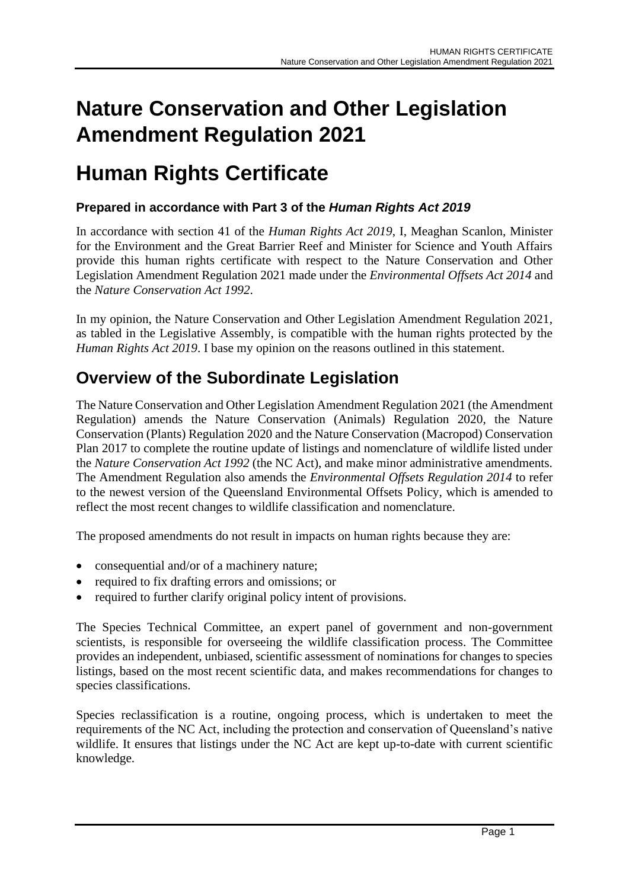# Nature Conservation and Other Legislation Amendment Regulation 2021

# Human Rights Certificate

### Prepared in accordance with Part 3 of the *Human Rights Act 2019*

In accordance with section 41 of the *Human Rights Act 2019*, I, Meaghan Scanlon, Minister for the Environment and the Great Barrier Reef and Minister for Science and Youth Affairs provide this human rights certificate with respect to the Nature Conservation and Other Legislation Amendment Regulation 2021 made under the *Environmental Offsets Act 2014* and the *Nature Conservation Act 1992*.

In my opinion, the Nature Conservation and Other Legislation Amendment Regulation 2021, as tabled in the Legislative Assembly, is compatible with the human rights protected by the *Human Rights Act 2019*. I base my opinion on the reasons outlined in this statement.

## Overview of the Subordinate Legislation

The Nature Conservation and Other Legislation Amendment Regulation 2021 (the Amendment Regulation) amends the Nature Conservation (Animals) Regulation 2020, the Nature Conservation (Plants) Regulation 2020 and the Nature Conservation (Macropod) Conservation Plan 2017 to complete the routine update of listings and nomenclature of wildlife listed under the *Nature Conservation Act 1992* (the NC Act), and make minor administrative amendments. The Amendment Regulation also amends the *Environmental Offsets Regulation 2014* to refer to the newest version of the Queensland Environmental Offsets Policy, which is amended to reflect the most recent changes to wildlife classification and nomenclature.

The proposed amendments do not result in impacts on human rights because they are:

- consequential and/or of a machinery nature;
- required to fix drafting errors and omissions; or
- required to further clarify original policy intent of provisions.

The Species Technical Committee, an expert panel of government and non-government scientists, is responsible for overseeing the wildlife classification process. The Committee provides an independent, unbiased, scientific assessment of nominations for changes to species listings, based on the most recent scientific data, and makes recommendations for changes to species classifications.

Species reclassification is a routine, ongoing process, which is undertaken to meet the requirements of the NC Act, including the protection and conservation of Queensland's native wildlife. It ensures that listings under the NC Act are kept up-to-date with current scientific knowledge.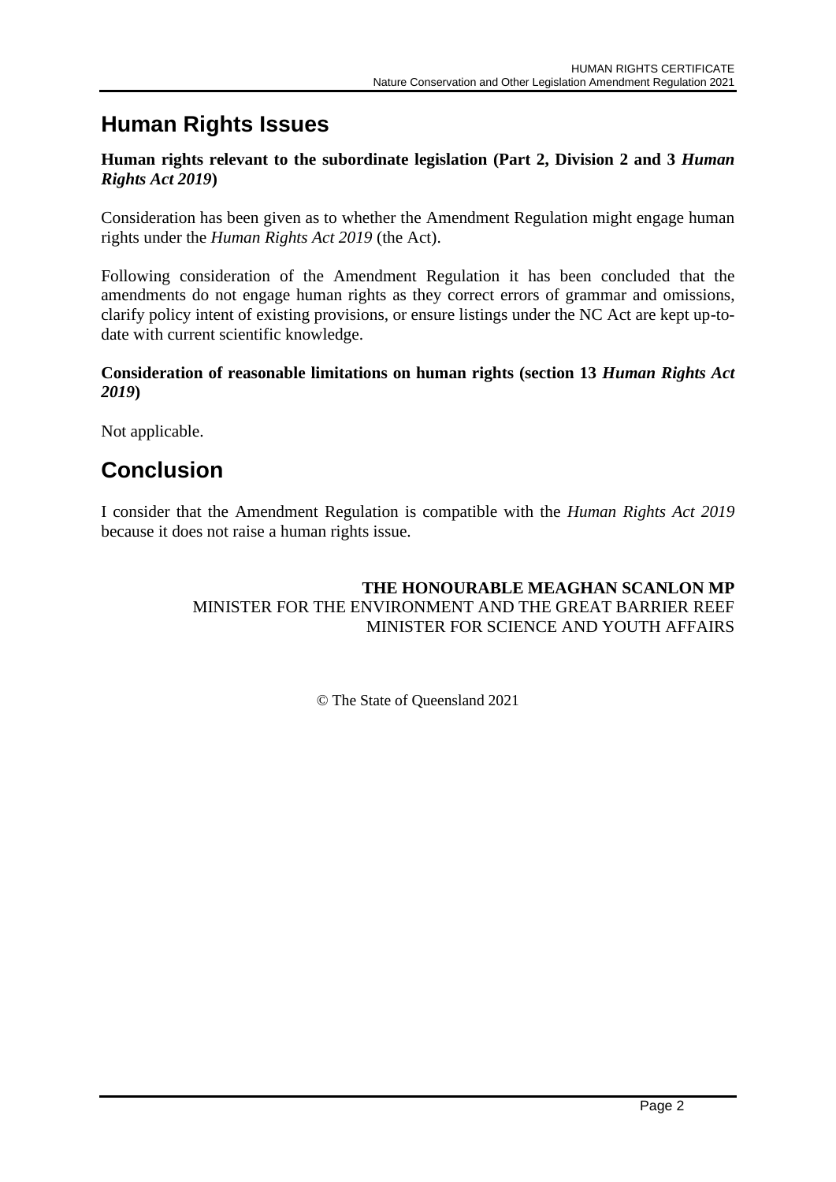# Human Rights Issues

**Human rights relevant to the subordinate legislation (Part 2, Division 2 and 3 *Human Rights Act 2019*)**

Consideration has been given as to whether the Amendment Regulation might engage human rights under the *Human Rights Act 2019* (the Act).

Following consideration of the Amendment Regulation it has been concluded that the amendments do not engage human rights as they correct errors of grammar and omissions, clarify policy intent of existing provisions, or ensure listings under the NC Act are kept up-to-date with current scientific knowledge.

**Consideration of reasonable limitations on human rights (section 13 *Human Rights Act 2019*)**

Not applicable.

# Conclusion

I consider that the Amendment Regulation is compatible with the *Human Rights Act 2019* because it does not raise a human rights issue.

**THE HONOURABLE MEAGHAN SCANLON MP**
MINISTER FOR THE ENVIRONMENT AND THE GREAT BARRIER REEF
MINISTER FOR SCIENCE AND YOUTH AFFAIRS

© The State of Queensland 2021